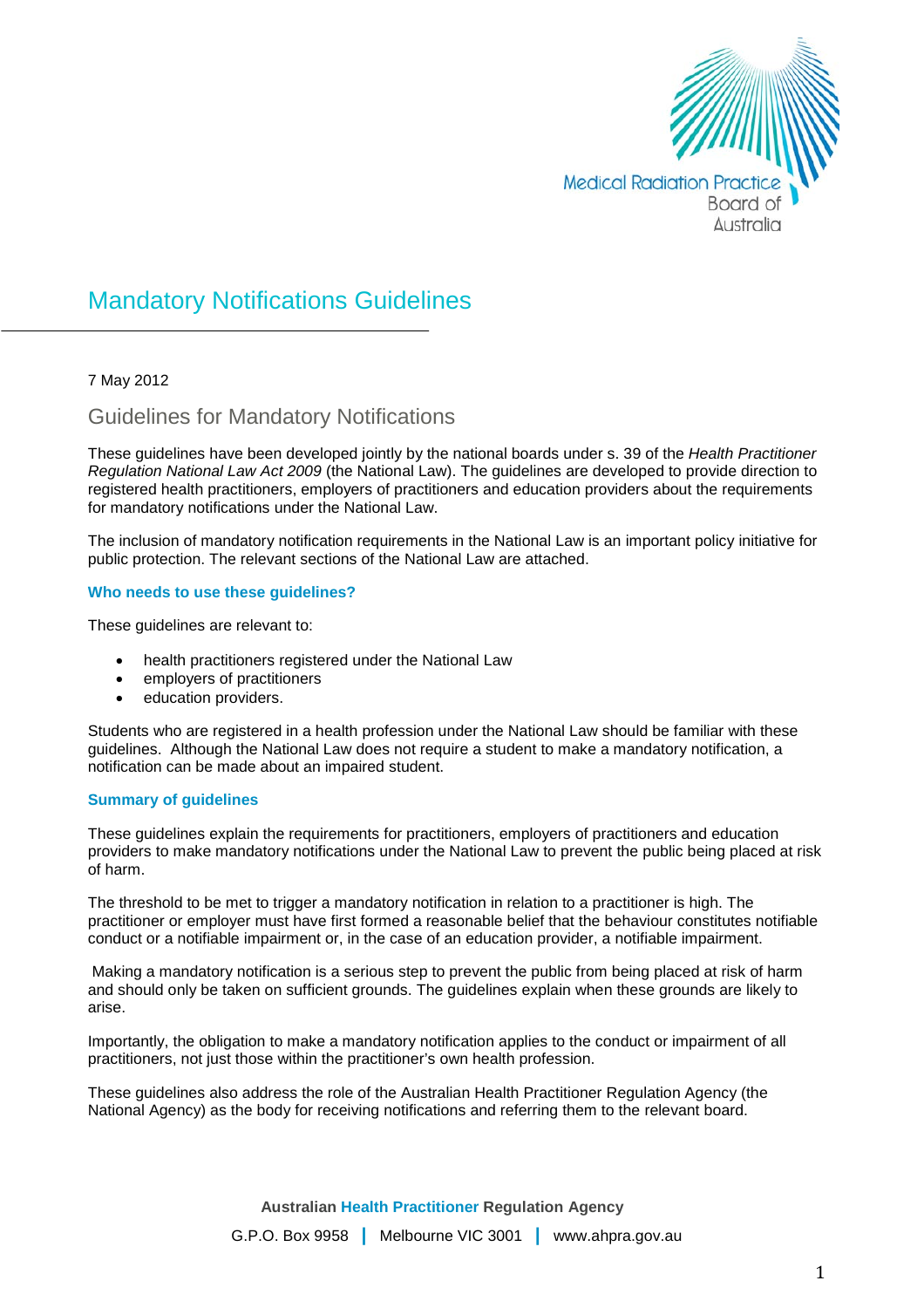Medical Radiation Practice Board of Australia

# Mandatory Notifications Guidelines

7 May 2012

## Guidelines for Mandatory Notifications

These guidelines have been developed jointly by the national boards under s. 39 of the *Health Practitioner Regulation National Law Act 2009* (the National Law). The guidelines are developed to provide direction to registered health practitioners, employers of practitioners and education providers about the requirements for mandatory notifications under the National Law.

The inclusion of mandatory notification requirements in the National Law is an important policy initiative for public protection. The relevant sections of the National Law are attached.

### Who needs to use these guidelines?

These guidelines are relevant to:

- health practitioners registered under the National Law
- employers of practitioners
- education providers.

Students who are registered in a health profession under the National Law should be familiar with these guidelines. Although the National Law does not require a student to make a mandatory notification, a notification can be made about an impaired student.

### Summary of guidelines

These guidelines explain the requirements for practitioners, employers of practitioners and education providers to make mandatory notifications under the National Law to prevent the public being placed at risk of harm.

The threshold to be met to trigger a mandatory notification in relation to a practitioner is high. The practitioner or employer must have first formed a reasonable belief that the behaviour constitutes notifiable conduct or a notifiable impairment or, in the case of an education provider, a notifiable impairment.

Making a mandatory notification is a serious step to prevent the public from being placed at risk of harm and should only be taken on sufficient grounds. The guidelines explain when these grounds are likely to arise.

Importantly, the obligation to make a mandatory notification applies to the conduct or impairment of all practitioners, not just those within the practitioner's own health profession.

These guidelines also address the role of the Australian Health Practitioner Regulation Agency (the National Agency) as the body for receiving notifications and referring them to the relevant board.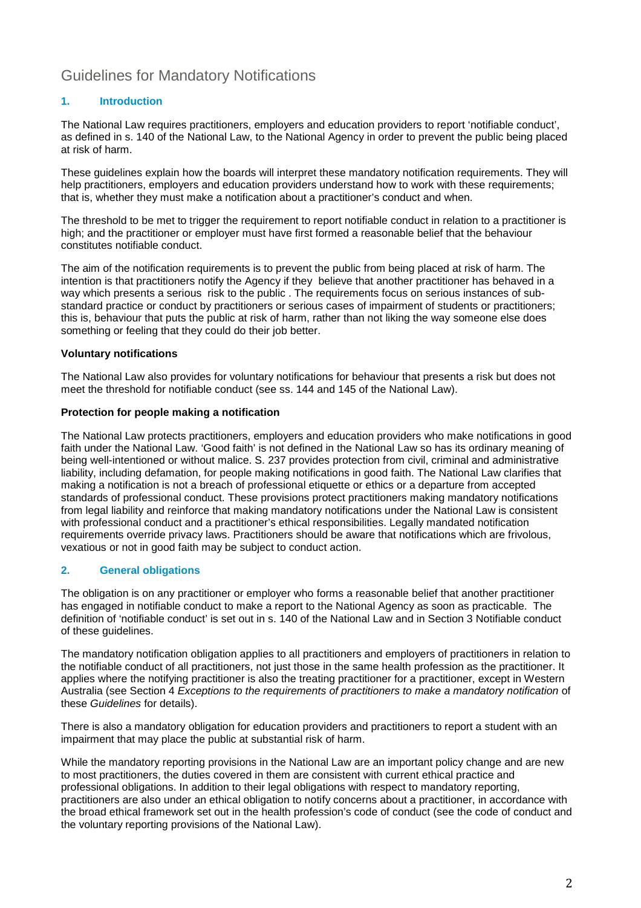# Guidelines for Mandatory Notifications

## 1. Introduction

The National Law requires practitioners, employers and education providers to report 'notifiable conduct', as defined in s. 140 of the National Law, to the National Agency in order to prevent the public being placed at risk of harm.

These guidelines explain how the boards will interpret these mandatory notification requirements. They will help practitioners, employers and education providers understand how to work with these requirements; that is, whether they must make a notification about a practitioner's conduct and when.

The threshold to be met to trigger the requirement to report notifiable conduct in relation to a practitioner is high; and the practitioner or employer must have first formed a reasonable belief that the behaviour constitutes notifiable conduct.

The aim of the notification requirements is to prevent the public from being placed at risk of harm. The intention is that practitioners notify the Agency if they believe that another practitioner has behaved in a way which presents a serious risk to the public . The requirements focus on serious instances of sub-standard practice or conduct by practitioners or serious cases of impairment of students or practitioners; this is, behaviour that puts the public at risk of harm, rather than not liking the way someone else does something or feeling that they could do their job better.

**Voluntary notifications**

The National Law also provides for voluntary notifications for behaviour that presents a risk but does not meet the threshold for notifiable conduct (see ss. 144 and 145 of the National Law).

**Protection for people making a notification**

The National Law protects practitioners, employers and education providers who make notifications in good faith under the National Law. 'Good faith' is not defined in the National Law so has its ordinary meaning of being well-intentioned or without malice. S. 237 provides protection from civil, criminal and administrative liability, including defamation, for people making notifications in good faith. The National Law clarifies that making a notification is not a breach of professional etiquette or ethics or a departure from accepted standards of professional conduct. These provisions protect practitioners making mandatory notifications from legal liability and reinforce that making mandatory notifications under the National Law is consistent with professional conduct and a practitioner's ethical responsibilities. Legally mandated notification requirements override privacy laws. Practitioners should be aware that notifications which are frivolous, vexatious or not in good faith may be subject to conduct action.

## 2. General obligations

The obligation is on any practitioner or employer who forms a reasonable belief that another practitioner has engaged in notifiable conduct to make a report to the National Agency as soon as practicable. The definition of 'notifiable conduct' is set out in s. 140 of the National Law and in Section 3 Notifiable conduct of these guidelines.

The mandatory notification obligation applies to all practitioners and employers of practitioners in relation to the notifiable conduct of all practitioners, not just those in the same health profession as the practitioner. It applies where the notifying practitioner is also the treating practitioner for a practitioner, except in Western Australia (see Section 4 *Exceptions to the requirements of practitioners to make a mandatory notification* of these *Guidelines* for details).

There is also a mandatory obligation for education providers and practitioners to report a student with an impairment that may place the public at substantial risk of harm.

While the mandatory reporting provisions in the National Law are an important policy change and are new to most practitioners, the duties covered in them are consistent with current ethical practice and professional obligations. In addition to their legal obligations with respect to mandatory reporting, practitioners are also under an ethical obligation to notify concerns about a practitioner, in accordance with the broad ethical framework set out in the health profession's code of conduct (see the code of conduct and the voluntary reporting provisions of the National Law).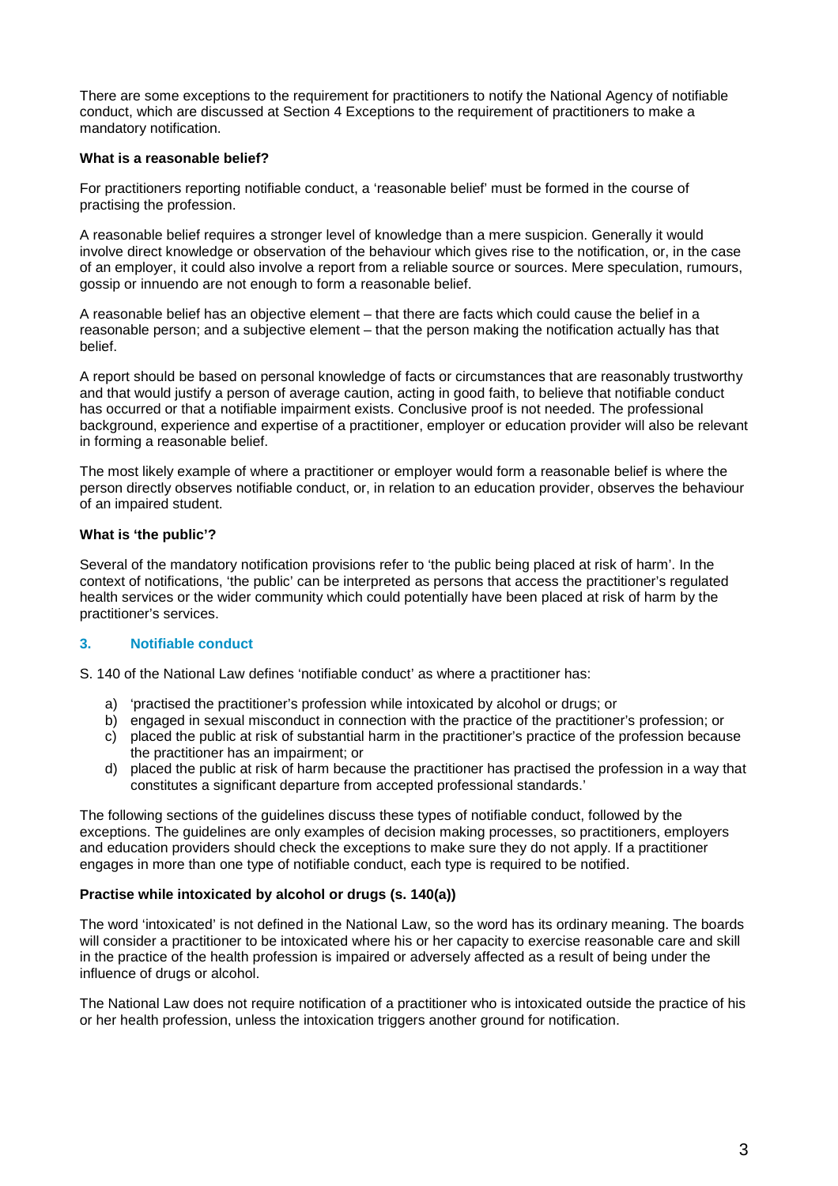There are some exceptions to the requirement for practitioners to notify the National Agency of notifiable conduct, which are discussed at Section 4 Exceptions to the requirement of practitioners to make a mandatory notification.

**What is a reasonable belief?**

For practitioners reporting notifiable conduct, a 'reasonable belief' must be formed in the course of practising the profession.

A reasonable belief requires a stronger level of knowledge than a mere suspicion. Generally it would involve direct knowledge or observation of the behaviour which gives rise to the notification, or, in the case of an employer, it could also involve a report from a reliable source or sources. Mere speculation, rumours, gossip or innuendo are not enough to form a reasonable belief.

A reasonable belief has an objective element – that there are facts which could cause the belief in a reasonable person; and a subjective element – that the person making the notification actually has that belief.

A report should be based on personal knowledge of facts or circumstances that are reasonably trustworthy and that would justify a person of average caution, acting in good faith, to believe that notifiable conduct has occurred or that a notifiable impairment exists. Conclusive proof is not needed. The professional background, experience and expertise of a practitioner, employer or education provider will also be relevant in forming a reasonable belief.

The most likely example of where a practitioner or employer would form a reasonable belief is where the person directly observes notifiable conduct, or, in relation to an education provider, observes the behaviour of an impaired student.

**What is 'the public'?**

Several of the mandatory notification provisions refer to 'the public being placed at risk of harm'. In the context of notifications, 'the public' can be interpreted as persons that access the practitioner's regulated health services or the wider community which could potentially have been placed at risk of harm by the practitioner's services.

## 3. Notifiable conduct

S. 140 of the National Law defines 'notifiable conduct' as where a practitioner has:

a) 'practised the practitioner's profession while intoxicated by alcohol or drugs; or
b) engaged in sexual misconduct in connection with the practice of the practitioner's profession; or
c) placed the public at risk of substantial harm in the practitioner's practice of the profession because the practitioner has an impairment; or
d) placed the public at risk of harm because the practitioner has practised the profession in a way that constitutes a significant departure from accepted professional standards.'

The following sections of the guidelines discuss these types of notifiable conduct, followed by the exceptions. The guidelines are only examples of decision making processes, so practitioners, employers and education providers should check the exceptions to make sure they do not apply. If a practitioner engages in more than one type of notifiable conduct, each type is required to be notified.

**Practise while intoxicated by alcohol or drugs (s. 140(a))**

The word 'intoxicated' is not defined in the National Law, so the word has its ordinary meaning. The boards will consider a practitioner to be intoxicated where his or her capacity to exercise reasonable care and skill in the practice of the health profession is impaired or adversely affected as a result of being under the influence of drugs or alcohol.

The National Law does not require notification of a practitioner who is intoxicated outside the practice of his or her health profession, unless the intoxication triggers another ground for notification.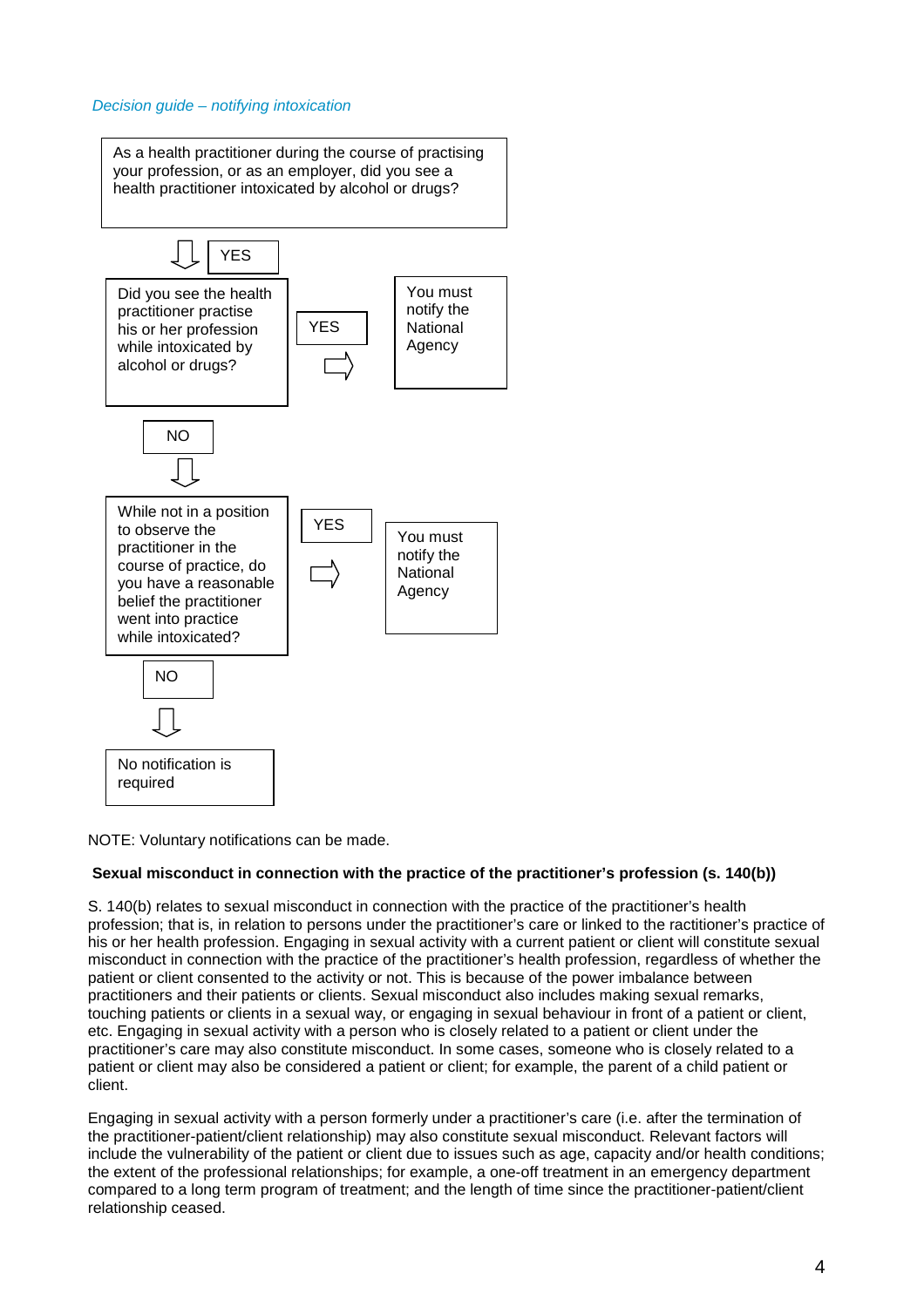*Decision guide – notifying intoxication*

As a health practitioner during the course of practising your profession, or as an employer, did you see a health practitioner intoxicated by alcohol or drugs?

⇩ YES

Did you see the health practitioner practise his or her profession while intoxicated by alcohol or drugs?

YES ⇨ You must notify the National Agency

NO ⇩

While not in a position to observe the practitioner in the course of practice, do you have a reasonable belief the practitioner went into practice while intoxicated?

YES ⇨ You must notify the National Agency

NO ⇩

No notification is required

NOTE: Voluntary notifications can be made.

**Sexual misconduct in connection with the practice of the practitioner's profession (s. 140(b))**

S. 140(b) relates to sexual misconduct in connection with the practice of the practitioner's health profession; that is, in relation to persons under the practitioner's care or linked to the ractitioner's practice of his or her health profession. Engaging in sexual activity with a current patient or client will constitute sexual misconduct in connection with the practice of the practitioner's health profession, regardless of whether the patient or client consented to the activity or not. This is because of the power imbalance between practitioners and their patients or clients. Sexual misconduct also includes making sexual remarks, touching patients or clients in a sexual way, or engaging in sexual behaviour in front of a patient or client, etc. Engaging in sexual activity with a person who is closely related to a patient or client under the practitioner's care may also constitute misconduct. In some cases, someone who is closely related to a patient or client may also be considered a patient or client; for example, the parent of a child patient or client.

Engaging in sexual activity with a person formerly under a practitioner's care (i.e. after the termination of the practitioner-patient/client relationship) may also constitute sexual misconduct. Relevant factors will include the vulnerability of the patient or client due to issues such as age, capacity and/or health conditions; the extent of the professional relationships; for example, a one-off treatment in an emergency department compared to a long term program of treatment; and the length of time since the practitioner-patient/client relationship ceased.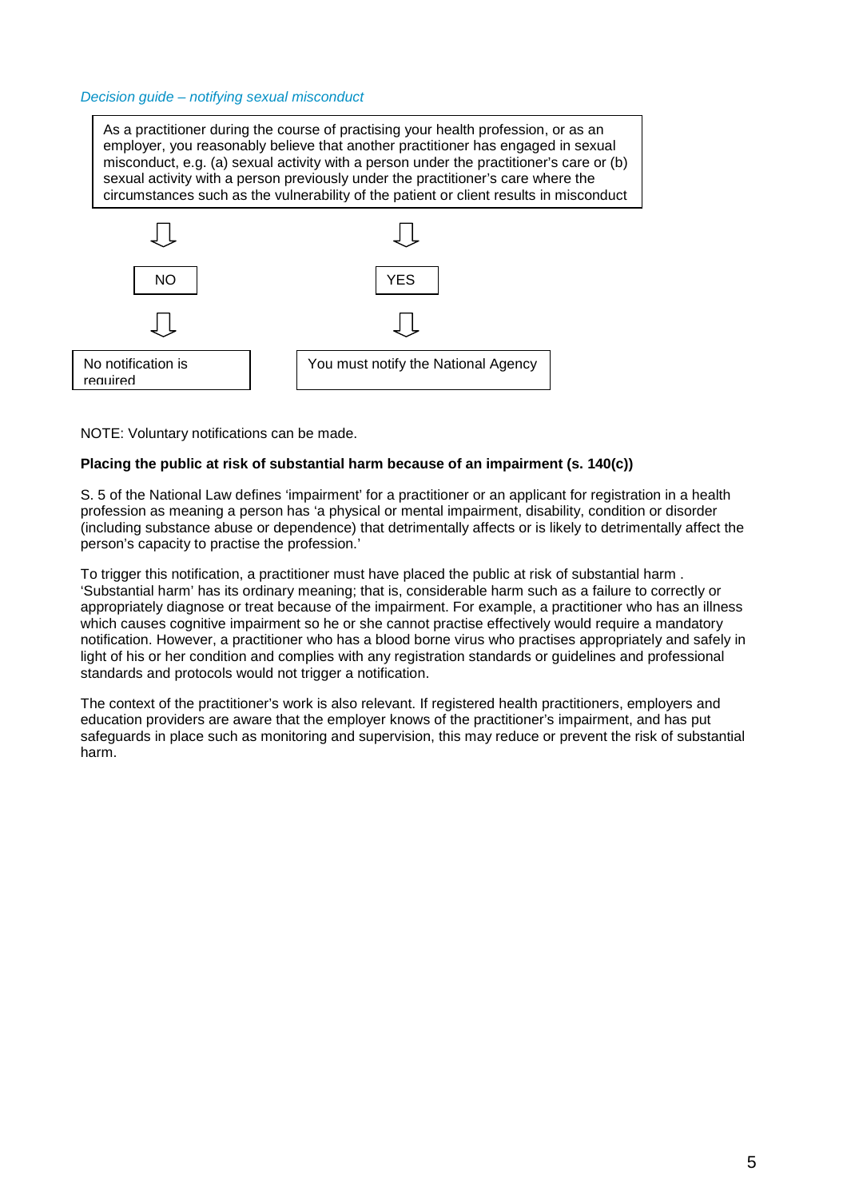*Decision guide – notifying sexual misconduct*

As a practitioner during the course of practising your health profession, or as an employer, you reasonably believe that another practitioner has engaged in sexual misconduct, e.g. (a) sexual activity with a person under the practitioner's care or (b) sexual activity with a person previously under the practitioner's care where the circumstances such as the vulnerability of the patient or client results in misconduct

⇩ NO ⇩ No notification is required

⇩ YES ⇩ You must notify the National Agency

NOTE: Voluntary notifications can be made.

**Placing the public at risk of substantial harm because of an impairment (s. 140(c))**

S. 5 of the National Law defines 'impairment' for a practitioner or an applicant for registration in a health profession as meaning a person has 'a physical or mental impairment, disability, condition or disorder (including substance abuse or dependence) that detrimentally affects or is likely to detrimentally affect the person's capacity to practise the profession.'

To trigger this notification, a practitioner must have placed the public at risk of substantial harm . 'Substantial harm' has its ordinary meaning; that is, considerable harm such as a failure to correctly or appropriately diagnose or treat because of the impairment. For example, a practitioner who has an illness which causes cognitive impairment so he or she cannot practise effectively would require a mandatory notification. However, a practitioner who has a blood borne virus who practises appropriately and safely in light of his or her condition and complies with any registration standards or guidelines and professional standards and protocols would not trigger a notification.

The context of the practitioner's work is also relevant. If registered health practitioners, employers and education providers are aware that the employer knows of the practitioner's impairment, and has put safeguards in place such as monitoring and supervision, this may reduce or prevent the risk of substantial harm.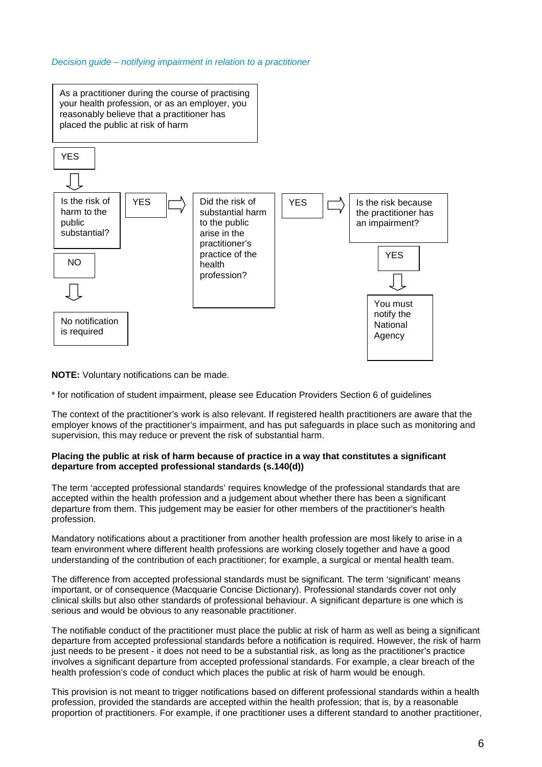*Decision guide – notifying impairment in relation to a practitioner*

As a practitioner during the course of practising your health profession, or as an employer, you reasonably believe that a practitioner has placed the public at risk of harm

YES ⇩

Is the risk of harm to the public substantial?

- YES ⇨ Did the risk of substantial harm to the public arise in the practitioner's practice of the health profession?
  - YES ⇨ Is the risk because the practitioner has an impairment?
    - YES ⇩ You must notify the National Agency
- NO ⇩ No notification is required

**NOTE:** Voluntary notifications can be made.

* for notification of student impairment, please see Education Providers Section 6 of guidelines

The context of the practitioner's work is also relevant. If registered health practitioners are aware that the employer knows of the practitioner's impairment, and has put safeguards in place such as monitoring and supervision, this may reduce or prevent the risk of substantial harm.

**Placing the public at risk of harm because of practice in a way that constitutes a significant departure from accepted professional standards (s.140(d))**

The term 'accepted professional standards' requires knowledge of the professional standards that are accepted within the health profession and a judgement about whether there has been a significant departure from them. This judgement may be easier for other members of the practitioner's health profession.

Mandatory notifications about a practitioner from another health profession are most likely to arise in a team environment where different health professions are working closely together and have a good understanding of the contribution of each practitioner; for example, a surgical or mental health team.

The difference from accepted professional standards must be significant. The term 'significant' means important, or of consequence (Macquarie Concise Dictionary). Professional standards cover not only clinical skills but also other standards of professional behaviour. A significant departure is one which is serious and would be obvious to any reasonable practitioner.

The notifiable conduct of the practitioner must place the public at risk of harm as well as being a significant departure from accepted professional standards before a notification is required. However, the risk of harm just needs to be present - it does not need to be a substantial risk, as long as the practitioner's practice involves a significant departure from accepted professional standards. For example, a clear breach of the health profession's code of conduct which places the public at risk of harm would be enough.

This provision is not meant to trigger notifications based on different professional standards within a health profession, provided the standards are accepted within the health profession; that is, by a reasonable proportion of practitioners. For example, if one practitioner uses a different standard to another practitioner,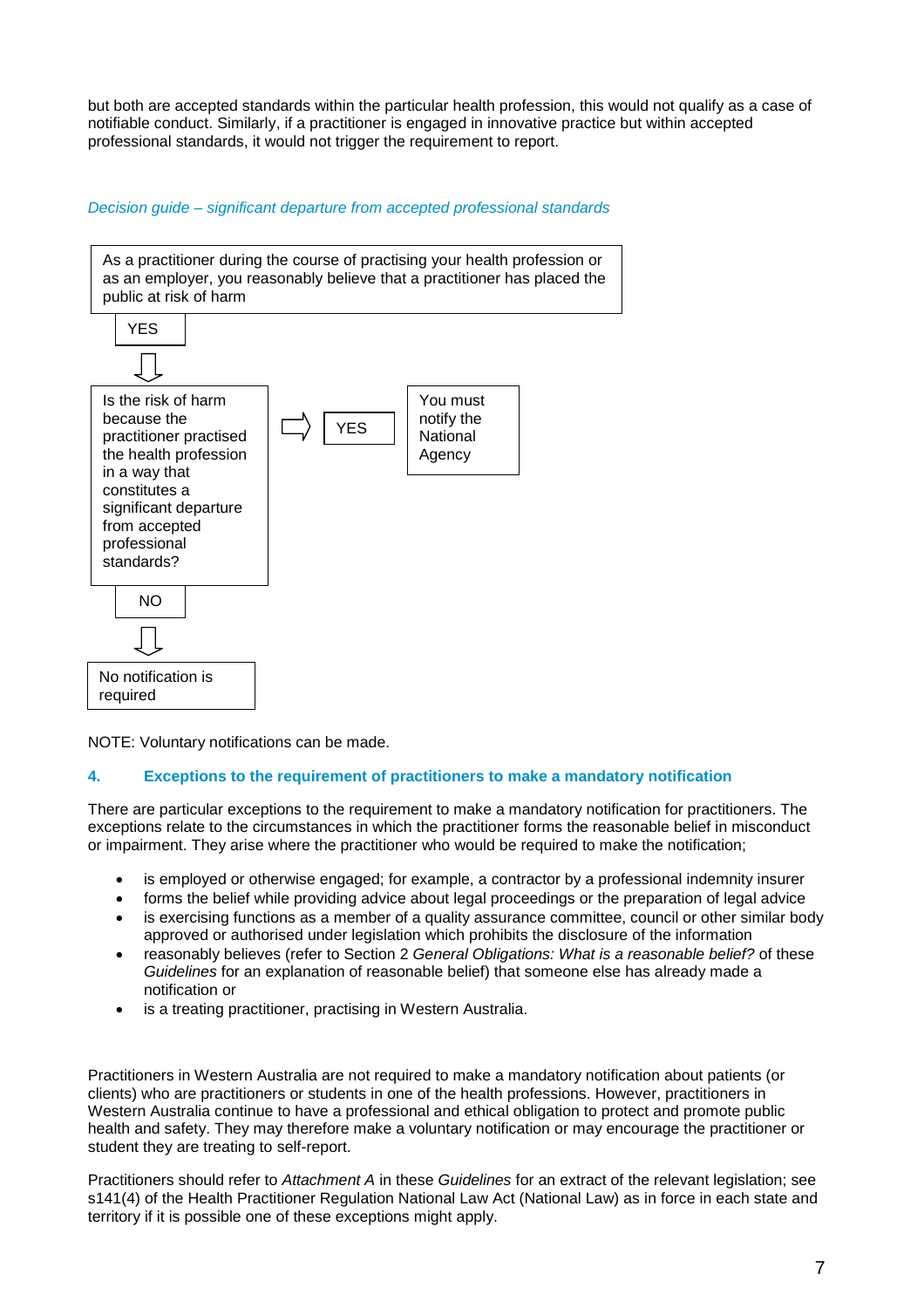but both are accepted standards within the particular health profession, this would not qualify as a case of notifiable conduct. Similarly, if a practitioner is engaged in innovative practice but within accepted professional standards, it would not trigger the requirement to report.

*Decision guide – significant departure from accepted professional standards*

As a practitioner during the course of practising your health profession or as an employer, you reasonably believe that a practitioner has placed the public at risk of harm

YES

⇩

Is the risk of harm because the practitioner practised the health profession in a way that constitutes a significant departure from accepted professional standards?

⇨ YES → You must notify the National Agency

NO

⇩

No notification is required

NOTE: Voluntary notifications can be made.

## 4. Exceptions to the requirement of practitioners to make a mandatory notification

There are particular exceptions to the requirement to make a mandatory notification for practitioners. The exceptions relate to the circumstances in which the practitioner forms the reasonable belief in misconduct or impairment. They arise where the practitioner who would be required to make the notification;

- is employed or otherwise engaged; for example, a contractor by a professional indemnity insurer
- forms the belief while providing advice about legal proceedings or the preparation of legal advice
- is exercising functions as a member of a quality assurance committee, council or other similar body approved or authorised under legislation which prohibits the disclosure of the information
- reasonably believes (refer to Section 2 *General Obligations: What is a reasonable belief?* of these *Guidelines* for an explanation of reasonable belief) that someone else has already made a notification or
- is a treating practitioner, practising in Western Australia.

Practitioners in Western Australia are not required to make a mandatory notification about patients (or clients) who are practitioners or students in one of the health professions. However, practitioners in Western Australia continue to have a professional and ethical obligation to protect and promote public health and safety. They may therefore make a voluntary notification or may encourage the practitioner or student they are treating to self-report.

Practitioners should refer to *Attachment A* in these *Guidelines* for an extract of the relevant legislation; see s141(4) of the Health Practitioner Regulation National Law Act (National Law) as in force in each state and territory if it is possible one of these exceptions might apply.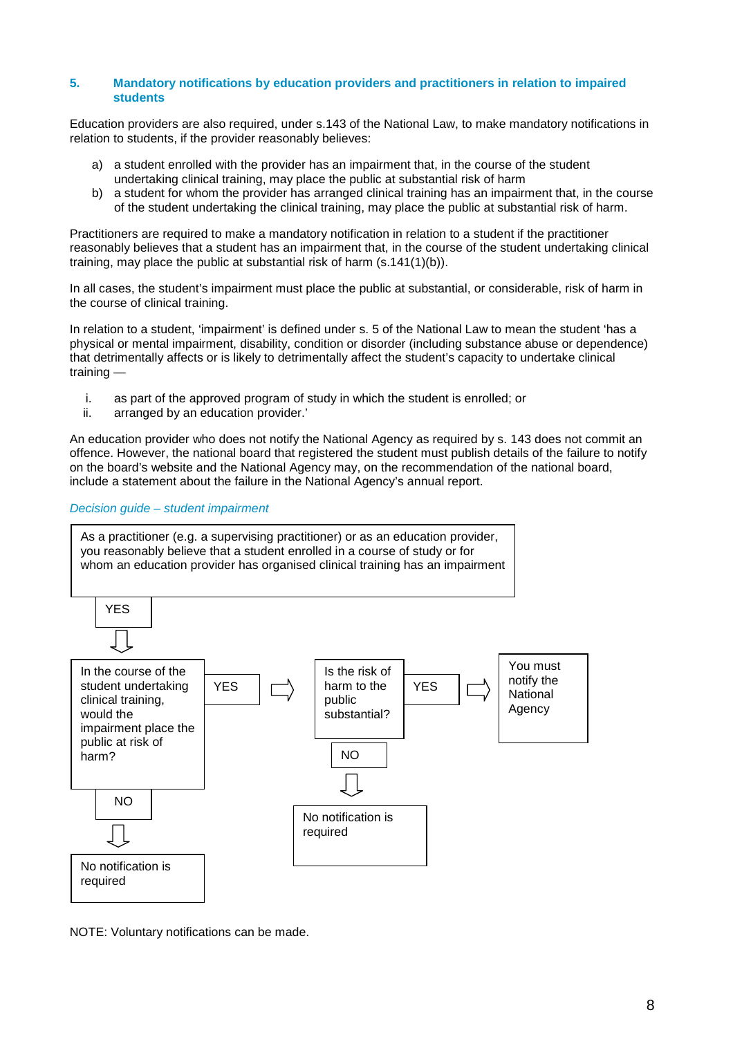## 5. Mandatory notifications by education providers and practitioners in relation to impaired students

Education providers are also required, under s.143 of the National Law, to make mandatory notifications in relation to students, if the provider reasonably believes:

a) a student enrolled with the provider has an impairment that, in the course of the student undertaking clinical training, may place the public at substantial risk of harm
b) a student for whom the provider has arranged clinical training has an impairment that, in the course of the student undertaking the clinical training, may place the public at substantial risk of harm.

Practitioners are required to make a mandatory notification in relation to a student if the practitioner reasonably believes that a student has an impairment that, in the course of the student undertaking clinical training, may place the public at substantial risk of harm (s.141(1)(b)).

In all cases, the student's impairment must place the public at substantial, or considerable, risk of harm in the course of clinical training.

In relation to a student, 'impairment' is defined under s. 5 of the National Law to mean the student 'has a physical or mental impairment, disability, condition or disorder (including substance abuse or dependence) that detrimentally affects or is likely to detrimentally affect the student's capacity to undertake clinical training —

i. as part of the approved program of study in which the student is enrolled; or
ii. arranged by an education provider.'

An education provider who does not notify the National Agency as required by s. 143 does not commit an offence. However, the national board that registered the student must publish details of the failure to notify on the board's website and the National Agency may, on the recommendation of the national board, include a statement about the failure in the National Agency's annual report.

*Decision guide – student impairment*

As a practitioner (e.g. a supervising practitioner) or as an education provider, you reasonably believe that a student enrolled in a course of study or for whom an education provider has organised clinical training has an impairment

→ YES → In the course of the student undertaking clinical training, would the impairment place the public at risk of harm?

- NO → No notification is required
- YES → Is the risk of harm to the public substantial?
  - NO → No notification is required
  - YES → You must notify the National Agency

NOTE: Voluntary notifications can be made.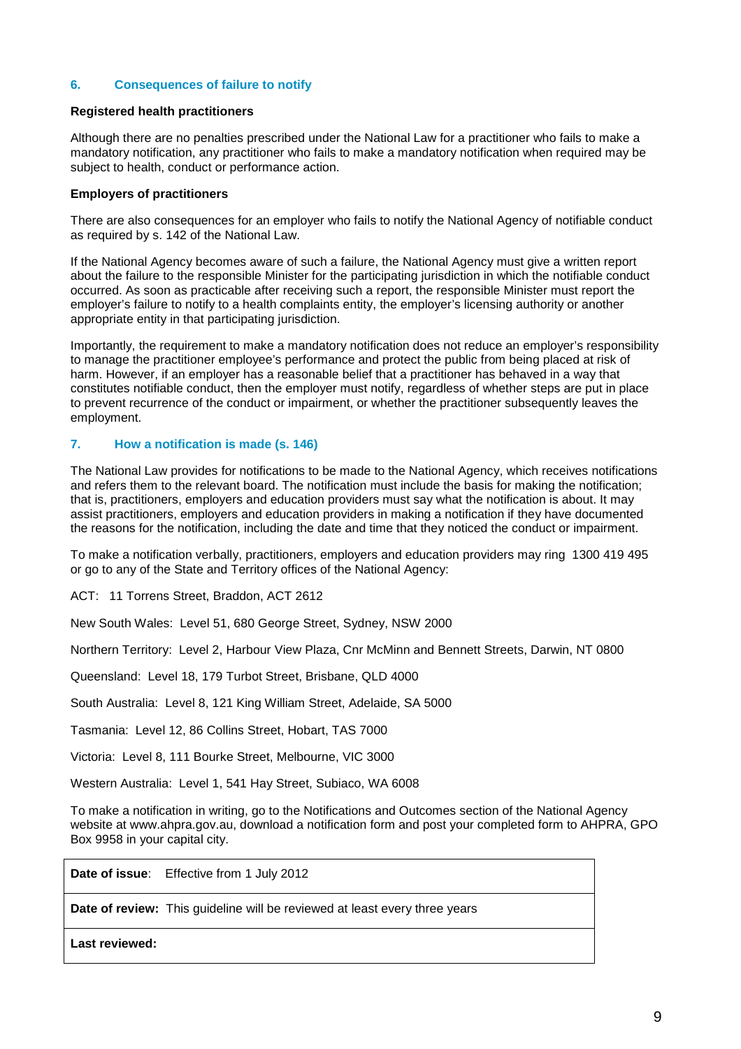## 6. Consequences of failure to notify

**Registered health practitioners**

Although there are no penalties prescribed under the National Law for a practitioner who fails to make a mandatory notification, any practitioner who fails to make a mandatory notification when required may be subject to health, conduct or performance action.

**Employers of practitioners**

There are also consequences for an employer who fails to notify the National Agency of notifiable conduct as required by s. 142 of the National Law.

If the National Agency becomes aware of such a failure, the National Agency must give a written report about the failure to the responsible Minister for the participating jurisdiction in which the notifiable conduct occurred. As soon as practicable after receiving such a report, the responsible Minister must report the employer's failure to notify to a health complaints entity, the employer's licensing authority or another appropriate entity in that participating jurisdiction.

Importantly, the requirement to make a mandatory notification does not reduce an employer's responsibility to manage the practitioner employee's performance and protect the public from being placed at risk of harm. However, if an employer has a reasonable belief that a practitioner has behaved in a way that constitutes notifiable conduct, then the employer must notify, regardless of whether steps are put in place to prevent recurrence of the conduct or impairment, or whether the practitioner subsequently leaves the employment.

## 7. How a notification is made (s. 146)

The National Law provides for notifications to be made to the National Agency, which receives notifications and refers them to the relevant board. The notification must include the basis for making the notification; that is, practitioners, employers and education providers must say what the notification is about. It may assist practitioners, employers and education providers in making a notification if they have documented the reasons for the notification, including the date and time that they noticed the conduct or impairment.

To make a notification verbally, practitioners, employers and education providers may ring 1300 419 495 or go to any of the State and Territory offices of the National Agency:

ACT: 11 Torrens Street, Braddon, ACT 2612

New South Wales: Level 51, 680 George Street, Sydney, NSW 2000

Northern Territory: Level 2, Harbour View Plaza, Cnr McMinn and Bennett Streets, Darwin, NT 0800

Queensland: Level 18, 179 Turbot Street, Brisbane, QLD 4000

South Australia: Level 8, 121 King William Street, Adelaide, SA 5000

Tasmania: Level 12, 86 Collins Street, Hobart, TAS 7000

Victoria: Level 8, 111 Bourke Street, Melbourne, VIC 3000

Western Australia: Level 1, 541 Hay Street, Subiaco, WA 6008

To make a notification in writing, go to the Notifications and Outcomes section of the National Agency website at www.ahpra.gov.au, download a notification form and post your completed form to AHPRA, GPO Box 9958 in your capital city.

| **Date of issue**: Effective from 1 July 2012 |
|---|
| **Date of review:** This guideline will be reviewed at least every three years |
| **Last reviewed:** |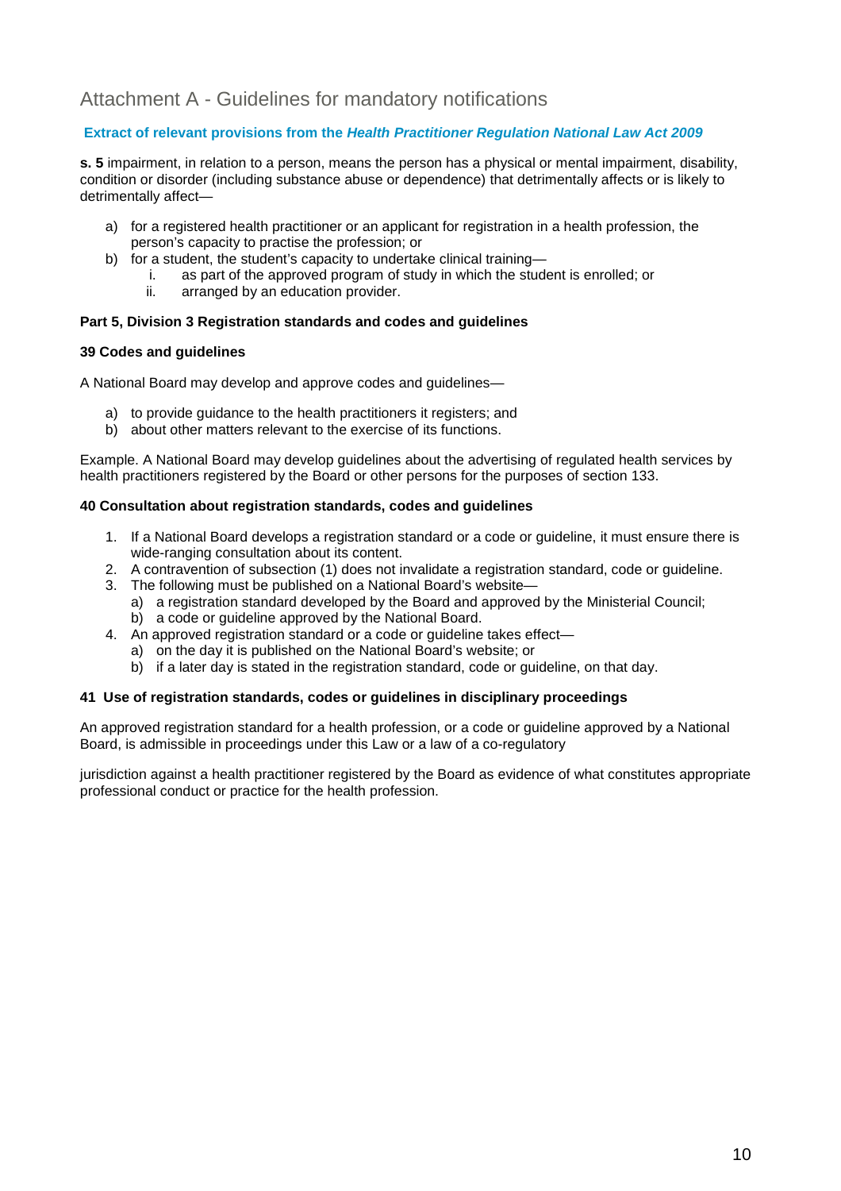# Attachment A - Guidelines for mandatory notifications

### Extract of relevant provisions from the *Health Practitioner Regulation National Law Act 2009*

**s. 5** impairment, in relation to a person, means the person has a physical or mental impairment, disability, condition or disorder (including substance abuse or dependence) that detrimentally affects or is likely to detrimentally affect—

a) for a registered health practitioner or an applicant for registration in a health profession, the person's capacity to practise the profession; or
b) for a student, the student's capacity to undertake clinical training—
   i. as part of the approved program of study in which the student is enrolled; or
   ii. arranged by an education provider.

**Part 5, Division 3 Registration standards and codes and guidelines**

**39 Codes and guidelines**

A National Board may develop and approve codes and guidelines—

a) to provide guidance to the health practitioners it registers; and
b) about other matters relevant to the exercise of its functions.

Example. A National Board may develop guidelines about the advertising of regulated health services by health practitioners registered by the Board or other persons for the purposes of section 133.

**40 Consultation about registration standards, codes and guidelines**

1. If a National Board develops a registration standard or a code or guideline, it must ensure there is wide-ranging consultation about its content.
2. A contravention of subsection (1) does not invalidate a registration standard, code or guideline.
3. The following must be published on a National Board's website—
   a) a registration standard developed by the Board and approved by the Ministerial Council;
   b) a code or guideline approved by the National Board.
4. An approved registration standard or a code or guideline takes effect—
   a) on the day it is published on the National Board's website; or
   b) if a later day is stated in the registration standard, code or guideline, on that day.

**41 Use of registration standards, codes or guidelines in disciplinary proceedings**

An approved registration standard for a health profession, or a code or guideline approved by a National Board, is admissible in proceedings under this Law or a law of a co-regulatory

jurisdiction against a health practitioner registered by the Board as evidence of what constitutes appropriate professional conduct or practice for the health profession.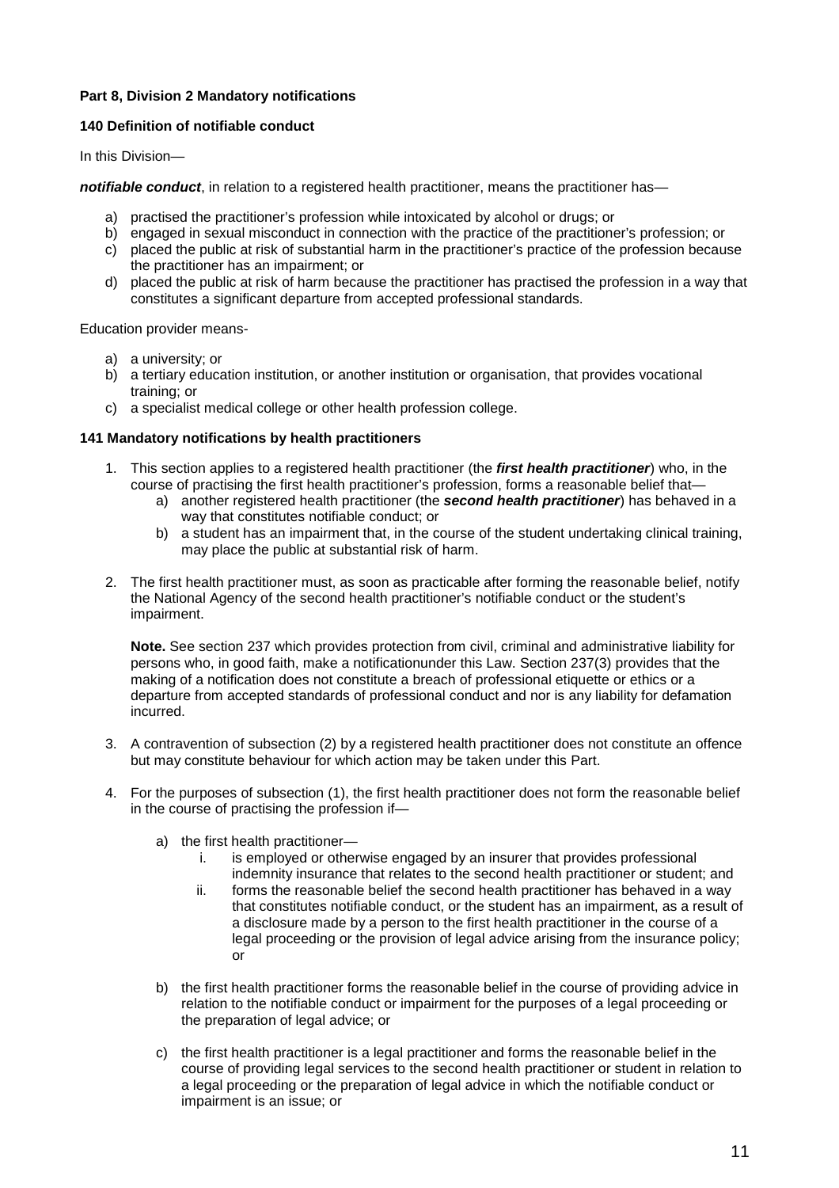**Part 8, Division 2 Mandatory notifications**

**140 Definition of notifiable conduct**

In this Division—

***notifiable conduct***, in relation to a registered health practitioner, means the practitioner has—

a) practised the practitioner's profession while intoxicated by alcohol or drugs; or
b) engaged in sexual misconduct in connection with the practice of the practitioner's profession; or
c) placed the public at risk of substantial harm in the practitioner's practice of the profession because the practitioner has an impairment; or
d) placed the public at risk of harm because the practitioner has practised the profession in a way that constitutes a significant departure from accepted professional standards.

Education provider means-

a) a university; or
b) a tertiary education institution, or another institution or organisation, that provides vocational training; or
c) a specialist medical college or other health profession college.

**141 Mandatory notifications by health practitioners**

1. This section applies to a registered health practitioner (the ***first health practitioner***) who, in the course of practising the first health practitioner's profession, forms a reasonable belief that—
   a) another registered health practitioner (the ***second health practitioner***) has behaved in a way that constitutes notifiable conduct; or
   b) a student has an impairment that, in the course of the student undertaking clinical training, may place the public at substantial risk of harm.

2. The first health practitioner must, as soon as practicable after forming the reasonable belief, notify the National Agency of the second health practitioner's notifiable conduct or the student's impairment.

   **Note.** See section 237 which provides protection from civil, criminal and administrative liability for persons who, in good faith, make a notificationunder this Law. Section 237(3) provides that the making of a notification does not constitute a breach of professional etiquette or ethics or a departure from accepted standards of professional conduct and nor is any liability for defamation incurred.

3. A contravention of subsection (2) by a registered health practitioner does not constitute an offence but may constitute behaviour for which action may be taken under this Part.

4. For the purposes of subsection (1), the first health practitioner does not form the reasonable belief in the course of practising the profession if—

   a) the first health practitioner—
      i. is employed or otherwise engaged by an insurer that provides professional indemnity insurance that relates to the second health practitioner or student; and
      ii. forms the reasonable belief the second health practitioner has behaved in a way that constitutes notifiable conduct, or the student has an impairment, as a result of a disclosure made by a person to the first health practitioner in the course of a legal proceeding or the provision of legal advice arising from the insurance policy; or

   b) the first health practitioner forms the reasonable belief in the course of providing advice in relation to the notifiable conduct or impairment for the purposes of a legal proceeding or the preparation of legal advice; or

   c) the first health practitioner is a legal practitioner and forms the reasonable belief in the course of providing legal services to the second health practitioner or student in relation to a legal proceeding or the preparation of legal advice in which the notifiable conduct or impairment is an issue; or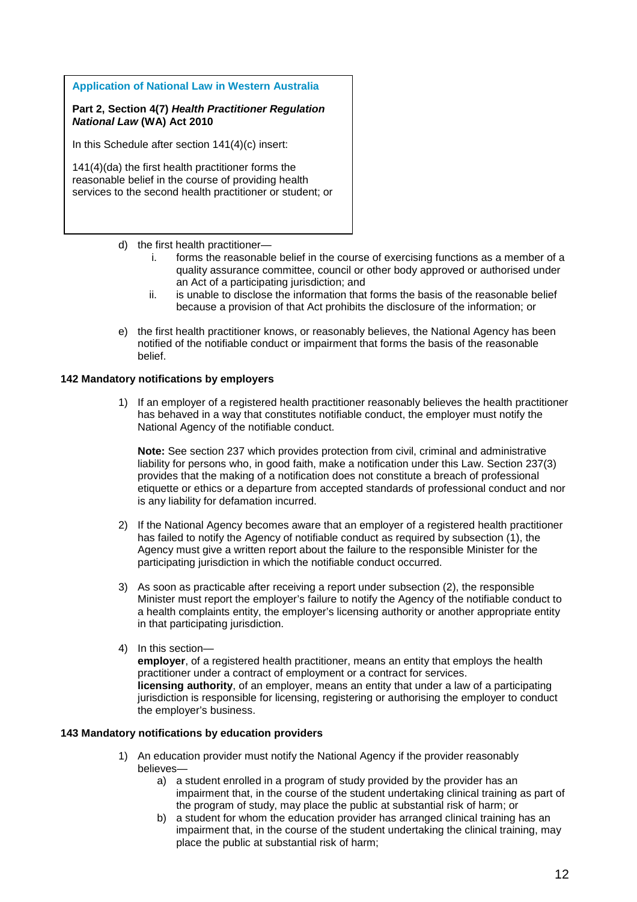> **Application of National Law in Western Australia**
>
> **Part 2, Section 4(7) *Health Practitioner Regulation National Law* (WA) Act 2010**
>
> In this Schedule after section 141(4)(c) insert:
>
> 141(4)(da) the first health practitioner forms the reasonable belief in the course of providing health services to the second health practitioner or student; or

d) the first health practitioner—
   i. forms the reasonable belief in the course of exercising functions as a member of a quality assurance committee, council or other body approved or authorised under an Act of a participating jurisdiction; and
   ii. is unable to disclose the information that forms the basis of the reasonable belief because a provision of that Act prohibits the disclosure of the information; or

e) the first health practitioner knows, or reasonably believes, the National Agency has been notified of the notifiable conduct or impairment that forms the basis of the reasonable belief.

**142 Mandatory notifications by employers**

1) If an employer of a registered health practitioner reasonably believes the health practitioner has behaved in a way that constitutes notifiable conduct, the employer must notify the National Agency of the notifiable conduct.

   **Note:** See section 237 which provides protection from civil, criminal and administrative liability for persons who, in good faith, make a notification under this Law. Section 237(3) provides that the making of a notification does not constitute a breach of professional etiquette or ethics or a departure from accepted standards of professional conduct and nor is any liability for defamation incurred.

2) If the National Agency becomes aware that an employer of a registered health practitioner has failed to notify the Agency of notifiable conduct as required by subsection (1), the Agency must give a written report about the failure to the responsible Minister for the participating jurisdiction in which the notifiable conduct occurred.

3) As soon as practicable after receiving a report under subsection (2), the responsible Minister must report the employer's failure to notify the Agency of the notifiable conduct to a health complaints entity, the employer's licensing authority or another appropriate entity in that participating jurisdiction.

4) In this section—
   **employer**, of a registered health practitioner, means an entity that employs the health practitioner under a contract of employment or a contract for services.
   **licensing authority**, of an employer, means an entity that under a law of a participating jurisdiction is responsible for licensing, registering or authorising the employer to conduct the employer's business.

**143 Mandatory notifications by education providers**

1) An education provider must notify the National Agency if the provider reasonably believes—
   a) a student enrolled in a program of study provided by the provider has an impairment that, in the course of the student undertaking clinical training as part of the program of study, may place the public at substantial risk of harm; or
   b) a student for whom the education provider has arranged clinical training has an impairment that, in the course of the student undertaking the clinical training, may place the public at substantial risk of harm;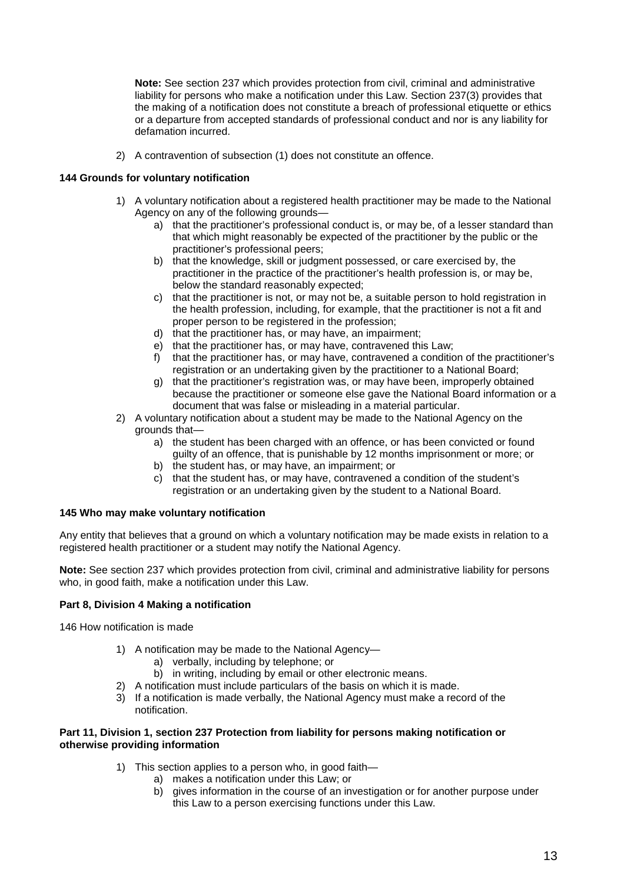**Note:** See section 237 which provides protection from civil, criminal and administrative liability for persons who make a notification under this Law. Section 237(3) provides that the making of a notification does not constitute a breach of professional etiquette or ethics or a departure from accepted standards of professional conduct and nor is any liability for defamation incurred.

2) A contravention of subsection (1) does not constitute an offence.

**144 Grounds for voluntary notification**

1) A voluntary notification about a registered health practitioner may be made to the National Agency on any of the following grounds—
   a) that the practitioner's professional conduct is, or may be, of a lesser standard than that which might reasonably be expected of the practitioner by the public or the practitioner's professional peers;
   b) that the knowledge, skill or judgment possessed, or care exercised by, the practitioner in the practice of the practitioner's health profession is, or may be, below the standard reasonably expected;
   c) that the practitioner is not, or may not be, a suitable person to hold registration in the health profession, including, for example, that the practitioner is not a fit and proper person to be registered in the profession;
   d) that the practitioner has, or may have, an impairment;
   e) that the practitioner has, or may have, contravened this Law;
   f) that the practitioner has, or may have, contravened a condition of the practitioner's registration or an undertaking given by the practitioner to a National Board;
   g) that the practitioner's registration was, or may have been, improperly obtained because the practitioner or someone else gave the National Board information or a document that was false or misleading in a material particular.
2) A voluntary notification about a student may be made to the National Agency on the grounds that—
   a) the student has been charged with an offence, or has been convicted or found guilty of an offence, that is punishable by 12 months imprisonment or more; or
   b) the student has, or may have, an impairment; or
   c) that the student has, or may have, contravened a condition of the student's registration or an undertaking given by the student to a National Board.

**145 Who may make voluntary notification**

Any entity that believes that a ground on which a voluntary notification may be made exists in relation to a registered health practitioner or a student may notify the National Agency.

**Note:** See section 237 which provides protection from civil, criminal and administrative liability for persons who, in good faith, make a notification under this Law.

**Part 8, Division 4 Making a notification**

146 How notification is made

1) A notification may be made to the National Agency—
   a) verbally, including by telephone; or
   b) in writing, including by email or other electronic means.
2) A notification must include particulars of the basis on which it is made.
3) If a notification is made verbally, the National Agency must make a record of the notification.

**Part 11, Division 1, section 237 Protection from liability for persons making notification or otherwise providing information**

1) This section applies to a person who, in good faith—
   a) makes a notification under this Law; or
   b) gives information in the course of an investigation or for another purpose under this Law to a person exercising functions under this Law.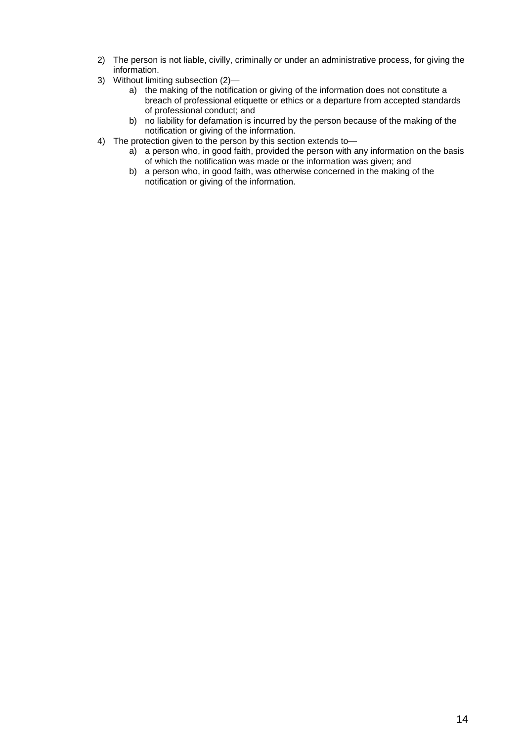2) The person is not liable, civilly, criminally or under an administrative process, for giving the information.
3) Without limiting subsection (2)—
    a) the making of the notification or giving of the information does not constitute a breach of professional etiquette or ethics or a departure from accepted standards of professional conduct; and
    b) no liability for defamation is incurred by the person because of the making of the notification or giving of the information.
4) The protection given to the person by this section extends to—
    a) a person who, in good faith, provided the person with any information on the basis of which the notification was made or the information was given; and
    b) a person who, in good faith, was otherwise concerned in the making of the notification or giving of the information.